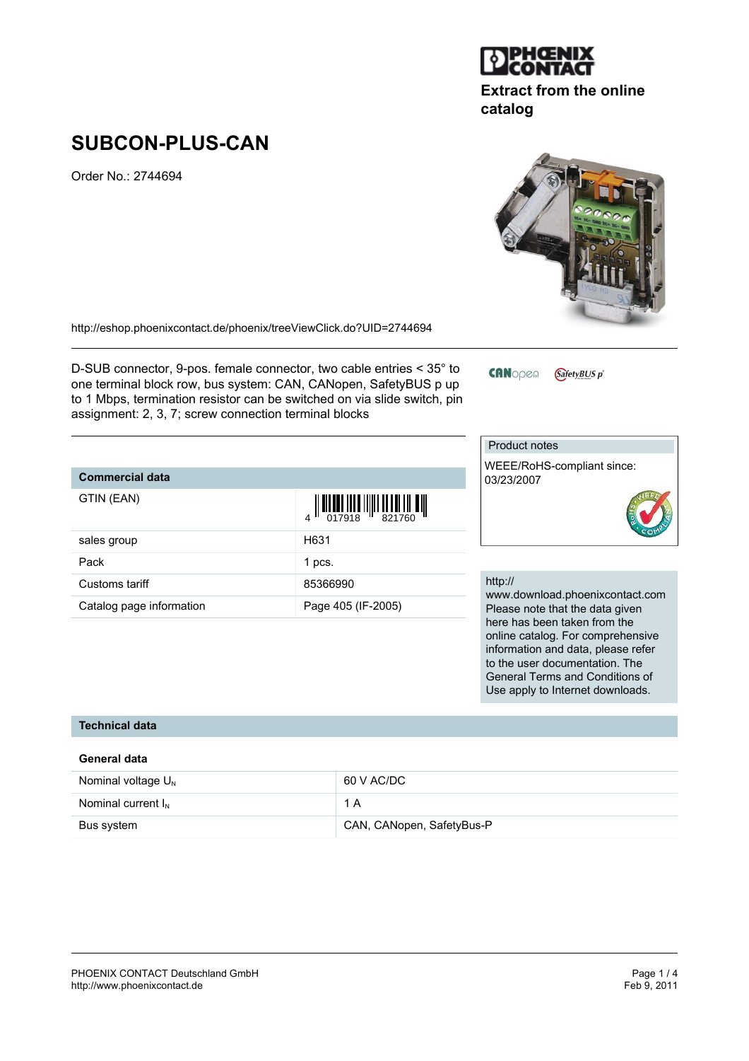Extract from the online catalog

# SUBCON-PLUS-CAN

Order No.: 2744694

http://eshop.phoenixcontact.de/phoenix/treeViewClick.do?UID=2744694

D-SUB connector, 9-pos. female connector, two cable entries < 35° to one terminal block row, bus system: CAN, CANopen, SafetyBUS p up to 1 Mbps, termination resistor can be switched on via slide switch, pin assignment: 2, 3, 7; screw connection terminal blocks

| Commercial data | |
|---|---|
| GTIN (EAN) | 4 017918 821760 |
| sales group | H631 |
| Pack | 1 pcs. |
| Customs tariff | 85366990 |
| Catalog page information | Page 405 (IF-2005) |

Product notes

WEEE/RoHS-compliant since: 03/23/2007

http://www.download.phoenixcontact.com
Please note that the data given here has been taken from the online catalog. For comprehensive information and data, please refer to the user documentation. The General Terms and Conditions of Use apply to Internet downloads.

## Technical data

### General data

| | |
|---|---|
| Nominal voltage $U_N$ | 60 V AC/DC |
| Nominal current $I_N$ | 1 A |
| Bus system | CAN, CANopen, SafetyBus-P |

PHOENIX CONTACT Deutschland GmbH
http://www.phoenixcontact.de

Feb 9, 2011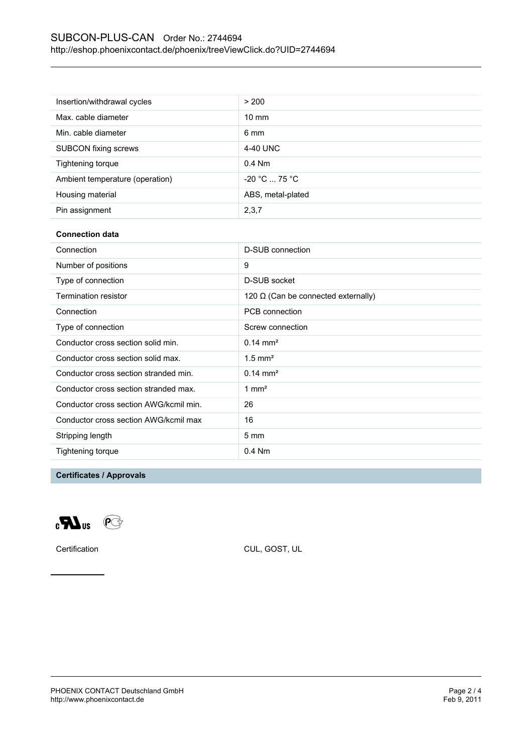| | |
|---|---|
| Insertion/withdrawal cycles | > 200 |
| Max. cable diameter | 10 mm |
| Min. cable diameter | 6 mm |
| SUBCON fixing screws | 4-40 UNC |
| Tightening torque | 0.4 Nm |
| Ambient temperature (operation) | -20 °C ... 75 °C |
| Housing material | ABS, metal-plated |
| Pin assignment | 2,3,7 |

**Connection data**

| | |
|---|---|
| Connection | D-SUB connection |
| Number of positions | 9 |
| Type of connection | D-SUB socket |
| Termination resistor | 120 Ω (Can be connected externally) |
| Connection | PCB connection |
| Type of connection | Screw connection |
| Conductor cross section solid min. | 0.14 mm² |
| Conductor cross section solid max. | 1.5 mm² |
| Conductor cross section stranded min. | 0.14 mm² |
| Conductor cross section stranded max. | 1 mm² |
| Conductor cross section AWG/kcmil min. | 26 |
| Conductor cross section AWG/kcmil max | 16 |
| Stripping length | 5 mm |
| Tightening torque | 0.4 Nm |

## Certificates / Approvals

| | |
|---|---|
| Certification | CUL, GOST, UL |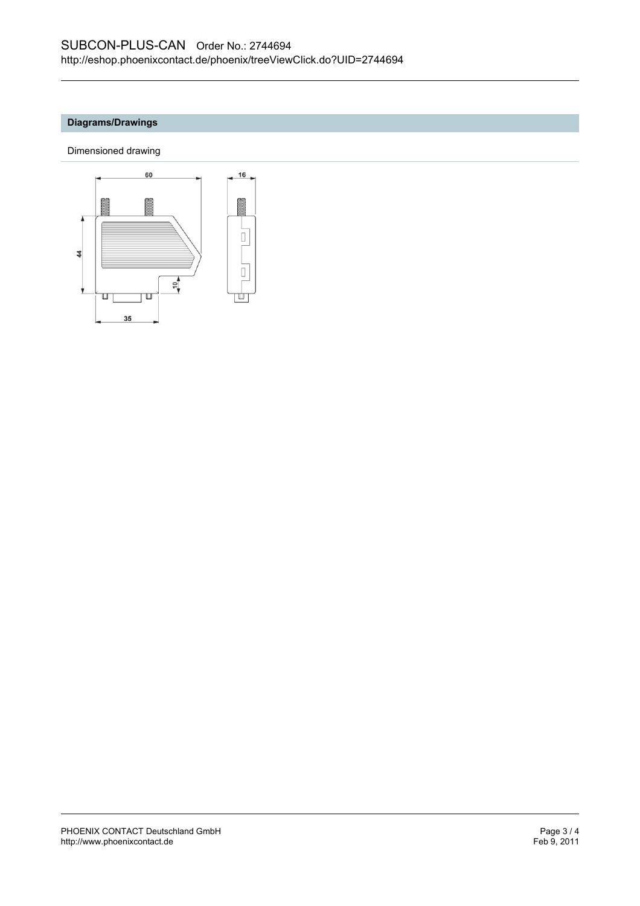## Diagrams/Drawings

Dimensioned drawing

60

16

44

10

35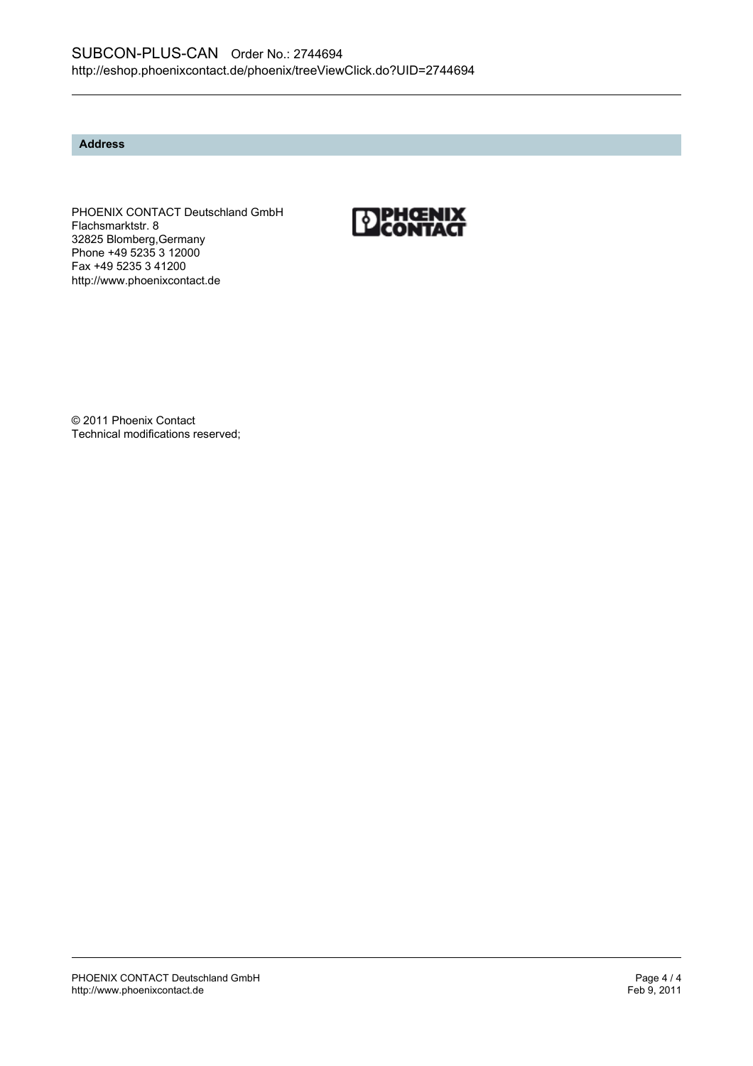## Address

PHOENIX CONTACT Deutschland GmbH
Flachsmarktstr. 8
32825 Blomberg,Germany
Phone +49 5235 3 12000
Fax +49 5235 3 41200
http://www.phoenixcontact.de

© 2011 Phoenix Contact
Technical modifications reserved;